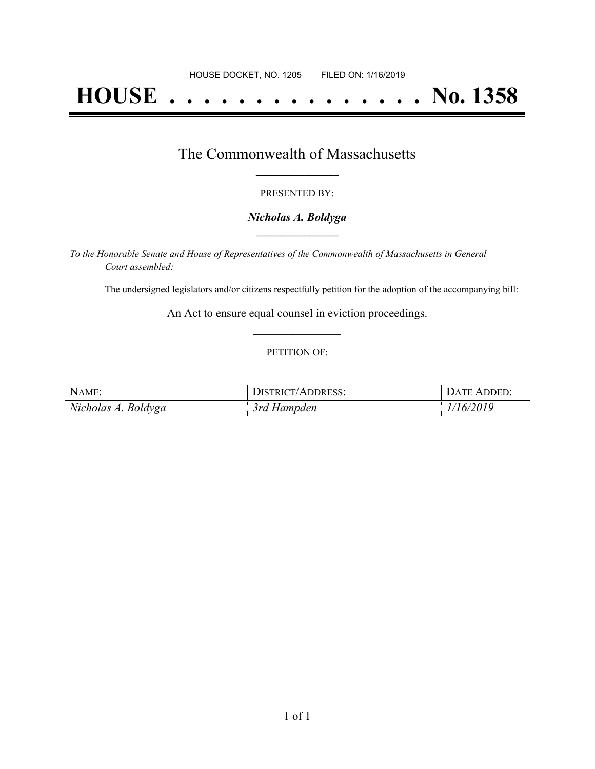HOUSE DOCKET, NO. 1205        FILED ON: 1/16/2019

# HOUSE . . . . . . . . . . . . . . . No. 1358

## The Commonwealth of Massachusetts

PRESENTED BY:

***Nicholas A. Boldyga***

*To the Honorable Senate and House of Representatives of the Commonwealth of Massachusetts in General Court assembled:*

The undersigned legislators and/or citizens respectfully petition for the adoption of the accompanying bill:

An Act to ensure equal counsel in eviction proceedings.

PETITION OF:

| NAME: | DISTRICT/ADDRESS: | DATE ADDED: |
|---|---|---|
| *Nicholas A. Boldyga* | *3rd Hampden* | *1/16/2019* |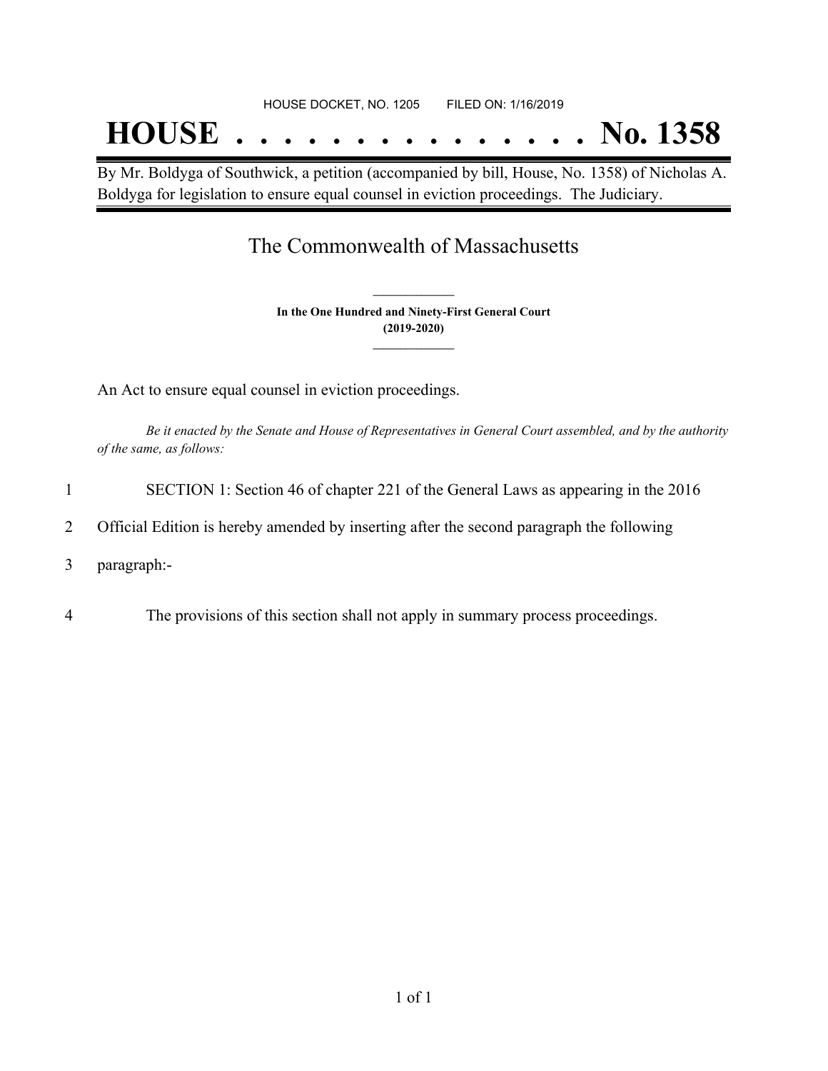HOUSE DOCKET, NO. 1205 FILED ON: 1/16/2019

# HOUSE . . . . . . . . . . . . . . . No. 1358

By Mr. Boldyga of Southwick, a petition (accompanied by bill, House, No. 1358) of Nicholas A. Boldyga for legislation to ensure equal counsel in eviction proceedings. The Judiciary.

## The Commonwealth of Massachusetts

**In the One Hundred and Ninety-First General Court**
**(2019-2020)**

An Act to ensure equal counsel in eviction proceedings.

*Be it enacted by the Senate and House of Representatives in General Court assembled, and by the authority of the same, as follows:*

1 SECTION 1: Section 46 of chapter 221 of the General Laws as appearing in the 2016

2 Official Edition is hereby amended by inserting after the second paragraph the following

3 paragraph:-

4 The provisions of this section shall not apply in summary process proceedings.